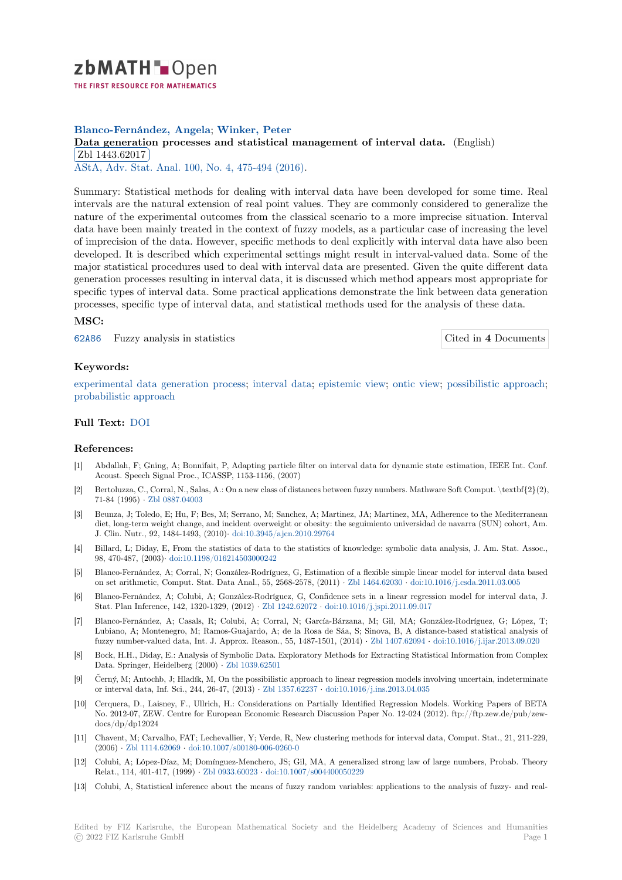zbMATH Open

THE FIRST RESOURCE FOR MATHEMATICS

**Blanco-Fernández, Angela; Winker, Peter**

**Data generation processes and statistical management of interval data.** (English)

Zbl 1443.62017

AStA, Adv. Stat. Anal. 100, No. 4, 475-494 (2016).

Summary: Statistical methods for dealing with interval data have been developed for some time. Real intervals are the natural extension of real point values. They are commonly considered to generalize the nature of the experimental outcomes from the classical scenario to a more imprecise situation. Interval data have been mainly treated in the context of fuzzy models, as a particular case of increasing the level of imprecision of the data. However, specific methods to deal explicitly with interval data have also been developed. It is described which experimental settings might result in interval-valued data. Some of the major statistical procedures used to deal with interval data are presented. Given the quite different data generation processes resulting in interval data, it is discussed which method appears most appropriate for specific types of interval data. Some practical applications demonstrate the link between data generation processes, specific type of interval data, and statistical methods used for the analysis of these data.

## MSC:

62A86 Fuzzy analysis in statistics

Cited in **4** Documents

## Keywords:

experimental data generation process; interval data; epistemic view; ontic view; possibilistic approach; probabilistic approach

## Full Text: DOI

## References:

[1] Abdallah, F; Gning, A; Bonnifait, P, Adapting particle filter on interval data for dynamic state estimation, IEEE Int. Conf. Acoust. Speech Signal Proc., ICASSP, 1153-1156, (2007)

[2] Bertoluzza, C., Corral, N., Salas, A.: On a new class of distances between fuzzy numbers. Mathware Soft Comput. \textbf{2}(2), 71-84 (1995) · Zbl 0887.04003

[3] Beunza, J; Toledo, E; Hu, F; Bes, M; Serrano, M; Sanchez, A; Martinez, JA; Martinez, MA, Adherence to the Mediterranean diet, long-term weight change, and incident overweight or obesity: the seguimiento universidad de navarra (SUN) cohort, Am. J. Clin. Nutr., 92, 1484-1493, (2010)· doi:10.3945/ajcn.2010.29764

[4] Billard, L; Diday, E, From the statistics of data to the statistics of knowledge: symbolic data analysis, J. Am. Stat. Assoc., 98, 470-487, (2003)· doi:10.1198/016214503000242

[5] Blanco-Fernández, A; Corral, N; González-Rodríguez, G, Estimation of a flexible simple linear model for interval data based on set arithmetic, Comput. Stat. Data Anal., 55, 2568-2578, (2011) · Zbl 1464.62030 · doi:10.1016/j.csda.2011.03.005

[6] Blanco-Fernández, A; Colubi, A; González-Rodríguez, G, Confidence sets in a linear regression model for interval data, J. Stat. Plan Inference, 142, 1320-1329, (2012) · Zbl 1242.62072 · doi:10.1016/j.jspi.2011.09.017

[7] Blanco-Fernández, A; Casals, R; Colubi, A; Corral, N; García-Bárzana, M; Gil, MA; González-Rodríguez, G; López, T; Lubiano, A; Montenegro, M; Ramos-Guajardo, A; de la Rosa de Sáa, S; Sinova, B, A distance-based statistical analysis of fuzzy number-valued data, Int. J. Approx. Reason., 55, 1487-1501, (2014) · Zbl 1407.62094 · doi:10.1016/j.ijar.2013.09.020

[8] Bock, H.H., Diday, E.: Analysis of Symbolic Data. Exploratory Methods for Extracting Statistical Information from Complex Data. Springer, Heidelberg (2000) · Zbl 1039.62501

[9] Černý, M; Antochb, J; Hladík, M, On the possibilistic approach to linear regression models involving uncertain, indeterminate or interval data, Inf. Sci., 244, 26-47, (2013) · Zbl 1357.62237 · doi:10.1016/j.ins.2013.04.035

[10] Cerquera, D., Laisney, F., Ullrich, H.: Considerations on Partially Identified Regression Models. Working Papers of BETA No. 2012-07, ZEW. Centre for European Economic Research Discussion Paper No. 12-024 (2012). ftp://ftp.zew.de/pub/zew-docs/dp/dp12024

[11] Chavent, M; Carvalho, FAT; Lechevallier, Y; Verde, R, New clustering methods for interval data, Comput. Stat., 21, 211-229, (2006) · Zbl 1114.62069 · doi:10.1007/s00180-006-0260-0

[12] Colubi, A; López-Díaz, M; Domínguez-Menchero, JS; Gil, MA, A generalized strong law of large numbers, Probab. Theory Relat., 114, 401-417, (1999) · Zbl 0933.60023 · doi:10.1007/s004400050229

[13] Colubi, A, Statistical inference about the means of fuzzy random variables: applications to the analysis of fuzzy- and real-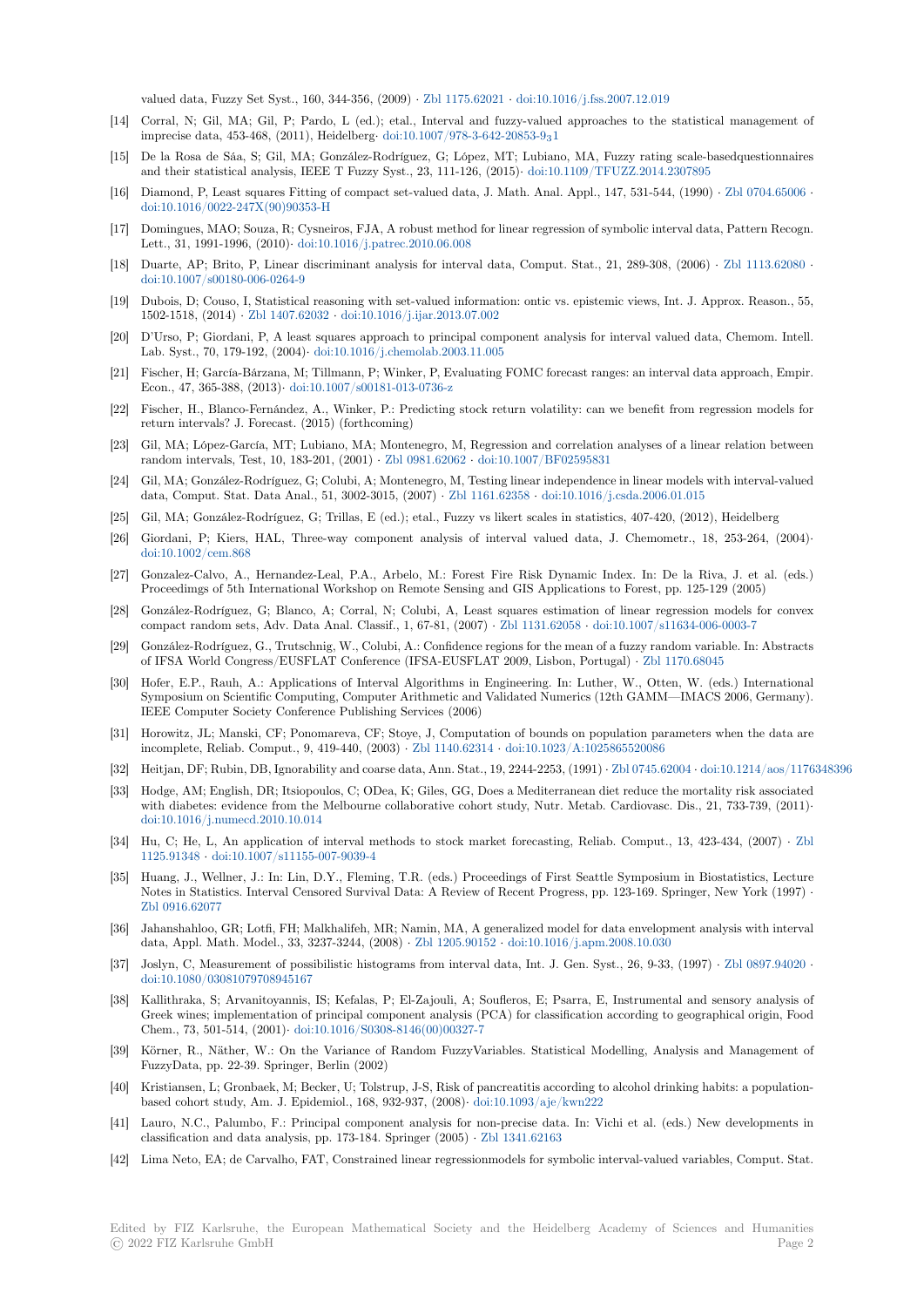valued data, Fuzzy Set Syst., 160, 344-356, (2009) · Zbl 1175.62021 · doi:10.1016/j.fss.2007.12.019

[14] Corral, N; Gil, MA; Gil, P; Pardo, L (ed.); etal., Interval and fuzzy-valued approaches to the statistical management of imprecise data, 453-468, (2011), Heidelberg· doi:10.1007/978-3-642-20853-9$_31$

[15] De la Rosa de Sáa, S; Gil, MA; González-Rodríguez, G; López, MT; Lubiano, MA, Fuzzy rating scale-basedquestionnaires and their statistical analysis, IEEE T Fuzzy Syst., 23, 111-126, (2015)· doi:10.1109/TFUZZ.2014.2307895

[16] Diamond, P, Least squares Fitting of compact set-valued data, J. Math. Anal. Appl., 147, 531-544, (1990) · Zbl 0704.65006 · doi:10.1016/0022-247X(90)90353-H

[17] Domingues, MAO; Souza, R; Cysneiros, FJA, A robust method for linear regression of symbolic interval data, Pattern Recogn. Lett., 31, 1991-1996, (2010)· doi:10.1016/j.patrec.2010.06.008

[18] Duarte, AP; Brito, P, Linear discriminant analysis for interval data, Comput. Stat., 21, 289-308, (2006) · Zbl 1113.62080 · doi:10.1007/s00180-006-0264-9

[19] Dubois, D; Couso, I, Statistical reasoning with set-valued information: ontic vs. epistemic views, Int. J. Approx. Reason., 55, 1502-1518, (2014) · Zbl 1407.62032 · doi:10.1016/j.ijar.2013.07.002

[20] D'Urso, P; Giordani, P, A least squares approach to principal component analysis for interval valued data, Chemom. Intell. Lab. Syst., 70, 179-192, (2004)· doi:10.1016/j.chemolab.2003.11.005

[21] Fischer, H; García-Bárzana, M; Tillmann, P; Winker, P, Evaluating FOMC forecast ranges: an interval data approach, Empir. Econ., 47, 365-388, (2013)· doi:10.1007/s00181-013-0736-z

[22] Fischer, H., Blanco-Fernández, A., Winker, P.: Predicting stock return volatility: can we benefit from regression models for return intervals? J. Forecast. (2015) (forthcoming)

[23] Gil, MA; López-García, MT; Lubiano, MA; Montenegro, M, Regression and correlation analyses of a linear relation between random intervals, Test, 10, 183-201, (2001) · Zbl 0981.62062 · doi:10.1007/BF02595831

[24] Gil, MA; González-Rodríguez, G; Colubi, A; Montenegro, M, Testing linear independence in linear models with interval-valued data, Comput. Stat. Data Anal., 51, 3002-3015, (2007) · Zbl 1161.62358 · doi:10.1016/j.csda.2006.01.015

[25] Gil, MA; González-Rodríguez, G; Trillas, E (ed.); etal., Fuzzy vs likert scales in statistics, 407-420, (2012), Heidelberg

[26] Giordani, P; Kiers, HAL, Three-way component analysis of interval valued data, J. Chemometr., 18, 253-264, (2004)· doi:10.1002/cem.868

[27] Gonzalez-Calvo, A., Hernandez-Leal, P.A., Arbelo, M.: Forest Fire Risk Dynamic Index. In: De la Riva, J. et al. (eds.) Proceedimgs of 5th International Workshop on Remote Sensing and GIS Applications to Forest, pp. 125-129 (2005)

[28] González-Rodríguez, G; Blanco, A; Corral, N; Colubi, A, Least squares estimation of linear regression models for convex compact random sets, Adv. Data Anal. Classif., 1, 67-81, (2007) · Zbl 1131.62058 · doi:10.1007/s11634-006-0003-7

[29] González-Rodríguez, G., Trutschnig, W., Colubi, A.: Confidence regions for the mean of a fuzzy random variable. In: Abstracts of IFSA World Congress/EUSFLAT Conference (IFSA-EUSFLAT 2009, Lisbon, Portugal) · Zbl 1170.68045

[30] Hofer, E.P., Rauh, A.: Applications of Interval Algorithms in Engineering. In: Luther, W., Otten, W. (eds.) International Symposium on Scientific Computing, Computer Arithmetic and Validated Numerics (12th GAMM—IMACS 2006, Germany). IEEE Computer Society Conference Publishing Services (2006)

[31] Horowitz, JL; Manski, CF; Ponomareva, CF; Stoye, J, Computation of bounds on population parameters when the data are incomplete, Reliab. Comput., 9, 419-440, (2003) · Zbl 1140.62314 · doi:10.1023/A:1025865520086

[32] Heitjan, DF; Rubin, DB, Ignorability and coarse data, Ann. Stat., 19, 2244-2253, (1991) · Zbl 0745.62004 · doi:10.1214/aos/1176348396

[33] Hodge, AM; English, DR; Itsiopoulos, C; ODea, K; Giles, GG, Does a Mediterranean diet reduce the mortality risk associated with diabetes: evidence from the Melbourne collaborative cohort study, Nutr. Metab. Cardiovasc. Dis., 21, 733-739, (2011)· doi:10.1016/j.numecd.2010.10.014

[34] Hu, C; He, L, An application of interval methods to stock market forecasting, Reliab. Comput., 13, 423-434, (2007) · Zbl 1125.91348 · doi:10.1007/s11155-007-9039-4

[35] Huang, J., Wellner, J.: In: Lin, D.Y., Fleming, T.R. (eds.) Proceedings of First Seattle Symposium in Biostatistics, Lecture Notes in Statistics. Interval Censored Survival Data: A Review of Recent Progress, pp. 123-169. Springer, New York (1997) · Zbl 0916.62077

[36] Jahanshahloo, GR; Lotfi, FH; Malkhalifeh, MR; Namin, MA, A generalized model for data envelopment analysis with interval data, Appl. Math. Model., 33, 3237-3244, (2008) · Zbl 1205.90152 · doi:10.1016/j.apm.2008.10.030

[37] Joslyn, C, Measurement of possibilistic histograms from interval data, Int. J. Gen. Syst., 26, 9-33, (1997) · Zbl 0897.94020 · doi:10.1080/03081079708945167

[38] Kallithraka, S; Arvanitoyannis, IS; Kefalas, P; El-Zajouli, A; Soufleros, E; Psarra, E, Instrumental and sensory analysis of Greek wines; implementation of principal component analysis (PCA) for classification according to geographical origin, Food Chem., 73, 501-514, (2001)· doi:10.1016/S0308-8146(00)00327-7

[39] Körner, R., Näther, W.: On the Variance of Random FuzzyVariables. Statistical Modelling, Analysis and Management of FuzzyData, pp. 22-39. Springer, Berlin (2002)

[40] Kristiansen, L; Gronbaek, M; Becker, U; Tolstrup, J-S, Risk of pancreatitis according to alcohol drinking habits: a population-based cohort study, Am. J. Epidemiol., 168, 932-937, (2008)· doi:10.1093/aje/kwn222

[41] Lauro, N.C., Palumbo, F.: Principal component analysis for non-precise data. In: Vichi et al. (eds.) New developments in classification and data analysis, pp. 173-184. Springer (2005) · Zbl 1341.62163

[42] Lima Neto, EA; de Carvalho, FAT, Constrained linear regressionmodels for symbolic interval-valued variables, Comput. Stat.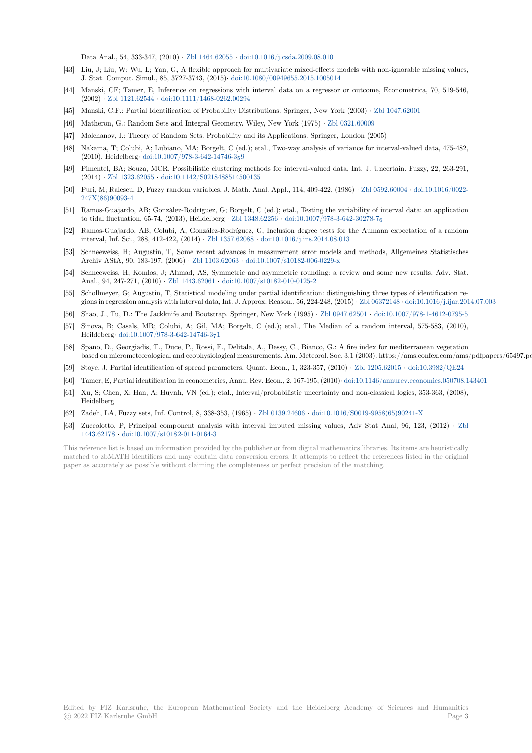Data Anal., 54, 333-347, (2010) · Zbl 1464.62055 · doi:10.1016/j.csda.2009.08.010

[43] Liu, J; Liu, W; Wu, L; Yan, G, A flexible approach for multivariate mixed-effects models with non-ignorable missing values, J. Stat. Comput. Simul., 85, 3727-3743, (2015)· doi:10.1080/00949655.2015.1005014

[44] Manski, CF; Tamer, E, Inference on regressions with interval data on a regressor or outcome, Econometrica, 70, 519-546, (2002) · Zbl 1121.62544 · doi:10.1111/1468-0262.00294

[45] Manski, C.F.: Partial Identification of Probability Distributions. Springer, New York (2003) · Zbl 1047.62001

[46] Matheron, G.: Random Sets and Integral Geometry. Wiley, New York (1975) · Zbl 0321.60009

[47] Molchanov, I.: Theory of Random Sets. Probability and its Applications. Springer, London (2005)

[48] Nakama, T; Colubi, A; Lubiano, MA; Borgelt, C (ed.); etal., Two-way analysis of variance for interval-valued data, 475-482, (2010), Heidelberg· doi:10.1007/978-3-642-14746-3_59

[49] Pimentel, BA; Souza, MCR, Possibilistic clustering methods for interval-valued data, Int. J. Uncertain. Fuzzy, 22, 263-291, (2014) · Zbl 1323.62055 · doi:10.1142/S0218488514500135

[50] Puri, M; Ralescu, D, Fuzzy random variables, J. Math. Anal. Appl., 114, 409-422, (1986) · Zbl 0592.60004 · doi:10.1016/0022-247X(86)90093-4

[51] Ramos-Guajardo, AB; González-Rodríguez, G; Borgelt, C (ed.); etal., Testing the variability of interval data: an application to tidal fluctuation, 65-74, (2013), Heildelberg · Zbl 1348.62256 · doi:10.1007/978-3-642-30278-7_6

[52] Ramos-Guajardo, AB; Colubi, A; González-Rodríguez, G, Inclusion degree tests for the Aumann expectation of a random interval, Inf. Sci., 288, 412-422, (2014) · Zbl 1357.62088 · doi:10.1016/j.ins.2014.08.013

[53] Schneeweiss, H; Augustin, T, Some recent advances in measurement error models and methods, Allgemeines Statistisches Archiv AStA, 90, 183-197, (2006) · Zbl 1103.62063 · doi:10.1007/s10182-006-0229-x

[54] Schneeweiss, H; Komlos, J; Ahmad, AS, Symmetric and asymmetric rounding: a review and some new results, Adv. Stat. Anal., 94, 247-271, (2010) · Zbl 1443.62061 · doi:10.1007/s10182-010-0125-2

[55] Schollmeyer, G; Augustin, T, Statistical modeling under partial identification: distinguishing three types of identification regions in regression analysis with interval data, Int. J. Approx. Reason., 56, 224-248, (2015) · Zbl 06372148 · doi:10.1016/j.ijar.2014.07.003

[56] Shao, J., Tu, D.: The Jackknife and Bootstrap. Springer, New York (1995) · Zbl 0947.62501 · doi:10.1007/978-1-4612-0795-5

[57] Sinova, B; Casals, MR; Colubi, A; Gil, MA; Borgelt, C (ed.); etal., The Median of a random interval, 575-583, (2010), Heildeberg· doi:10.1007/978-3-642-14746-3_71

[58] Spano, D., Georgiadis, T., Duce, P., Rossi, F., Delitala, A., Dessy, C., Bianco, G.: A fire index for mediterranean vegetation based on micrometeorological and ecophysiological measurements. Am. Meteorol. Soc. 3.1 (2003). https://ams.confex.com/ams/pdfpapers/65497.pd

[59] Stoye, J, Partial identification of spread parameters, Quant. Econ., 1, 323-357, (2010) · Zbl 1205.62015 · doi:10.3982/QE24

[60] Tamer, E, Partial identification in econometrics, Annu. Rev. Econ., 2, 167-195, (2010)· doi:10.1146/annurev.economics.050708.143401

[61] Xu, S; Chen, X; Han, A; Huynh, VN (ed.); etal., Interval/probabilistic uncertainty and non-classical logics, 353-363, (2008), Heidelberg

[62] Zadeh, LA, Fuzzy sets, Inf. Control, 8, 338-353, (1965) · Zbl 0139.24606 · doi:10.1016/S0019-9958(65)90241-X

[63] Zuccolotto, P, Principal component analysis with interval imputed missing values, Adv Stat Anal, 96, 123, (2012) · Zbl 1443.62178 · doi:10.1007/s10182-011-0164-3

This reference list is based on information provided by the publisher or from digital mathematics libraries. Its items are heuristically matched to zbMATH identifiers and may contain data conversion errors. It attempts to reflect the references listed in the original paper as accurately as possible without claiming the completeness or perfect precision of the matching.